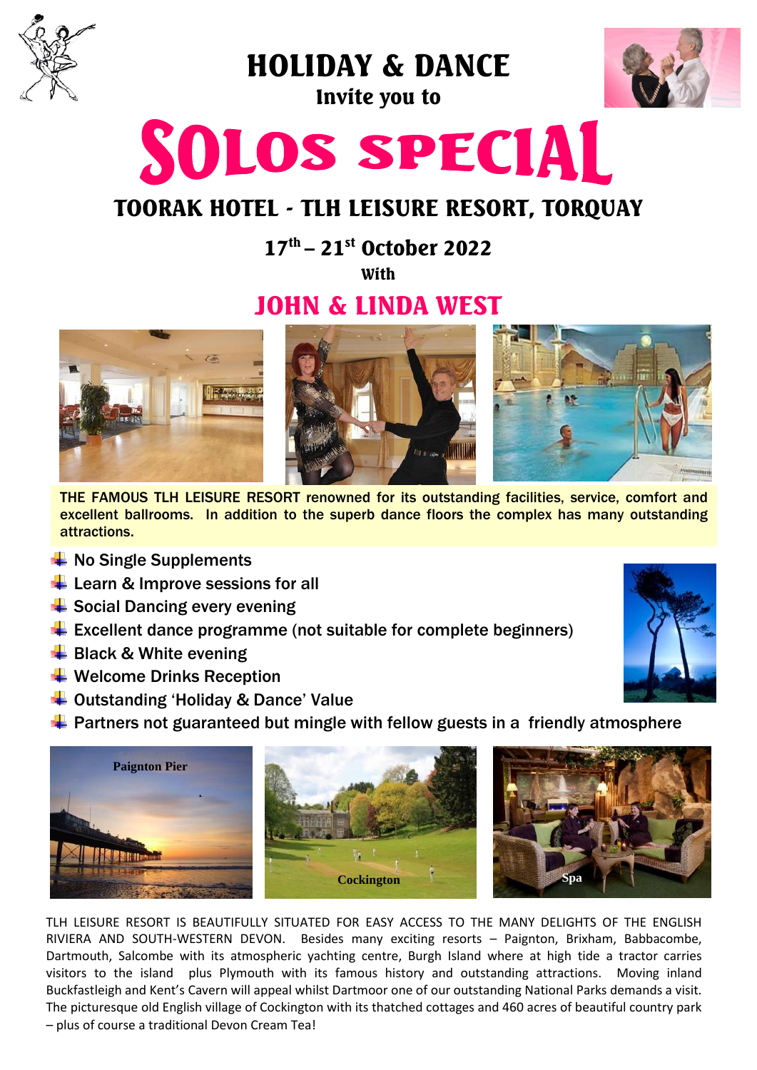# HOLIDAY & DANCE

**Invite you to**

# SOLOS SPECIAL

## TOORAK HOTEL - TLH LEISURE RESORT, TORQUAY

**17th – 21st October 2022**

**With**

## JOHN & LINDA WEST

**THE FAMOUS TLH LEISURE RESORT renowned for its outstanding facilities, service, comfort and excellent ballrooms. In addition to the superb dance floors the complex has many outstanding attractions.**

- No Single Supplements
- Learn & Improve sessions for all
- Social Dancing every evening
- Excellent dance programme (not suitable for complete beginners)
- Black & White evening
- Welcome Drinks Reception
- Outstanding 'Holiday & Dance' Value
- Partners not guaranteed but mingle with fellow guests in a friendly atmosphere

Paignton Pier

Cockington

Spa

TLH LEISURE RESORT IS BEAUTIFULLY SITUATED FOR EASY ACCESS TO THE MANY DELIGHTS OF THE ENGLISH RIVIERA AND SOUTH-WESTERN DEVON. Besides many exciting resorts – Paignton, Brixham, Babbacombe, Dartmouth, Salcombe with its atmospheric yachting centre, Burgh Island where at high tide a tractor carries visitors to the island plus Plymouth with its famous history and outstanding attractions. Moving inland Buckfastleigh and Kent's Cavern will appeal whilst Dartmoor one of our outstanding National Parks demands a visit. The picturesque old English village of Cockington with its thatched cottages and 460 acres of beautiful country park – plus of course a traditional Devon Cream Tea!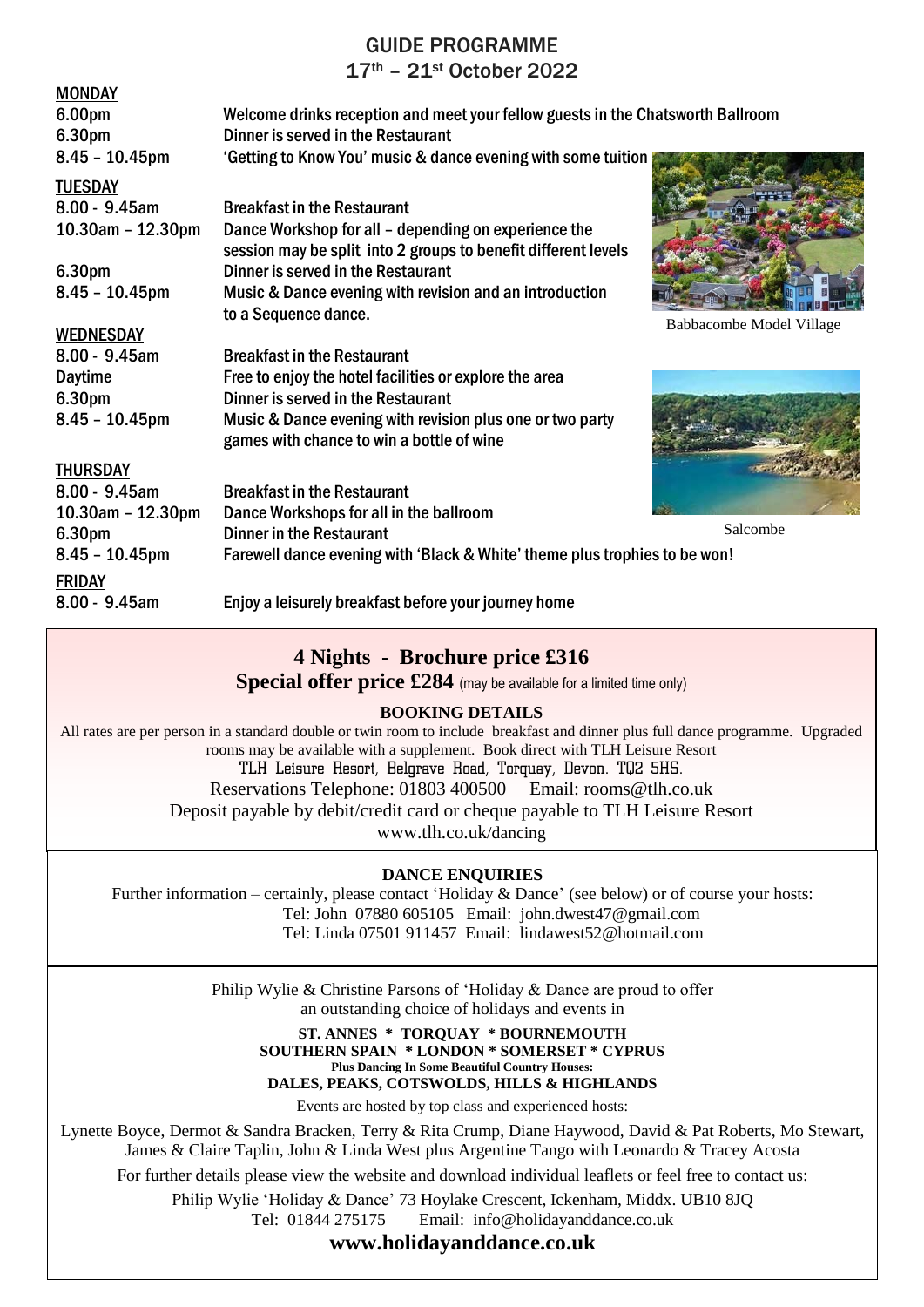# GUIDE PROGRAMME

## 17th – 21st October 2022

**MONDAY**

| | |
|---|---|
| 6.00pm | Welcome drinks reception and meet your fellow guests in the Chatsworth Ballroom |
| 6.30pm | Dinner is served in the Restaurant |
| 8.45 – 10.45pm | 'Getting to Know You' music & dance evening with some tuition |

**TUESDAY**

| | |
|---|---|
| 8.00 - 9.45am | Breakfast in the Restaurant |
| 10.30am – 12.30pm | Dance Workshop for all – depending on experience the session may be split into 2 groups to benefit different levels |
| 6.30pm | Dinner is served in the Restaurant |
| 8.45 – 10.45pm | Music & Dance evening with revision and an introduction to a Sequence dance. |

Babbacombe Model Village

**WEDNESDAY**

| | |
|---|---|
| 8.00 - 9.45am | Breakfast in the Restaurant |
| Daytime | Free to enjoy the hotel facilities or explore the area |
| 6.30pm | Dinner is served in the Restaurant |
| 8.45 – 10.45pm | Music & Dance evening with revision plus one or two party games with chance to win a bottle of wine |

**THURSDAY**

| | |
|---|---|
| 8.00 - 9.45am | Breakfast in the Restaurant |
| 10.30am – 12.30pm | Dance Workshops for all in the ballroom |
| 6.30pm | Dinner in the Restaurant |
| 8.45 – 10.45pm | Farewell dance evening with 'Black & White' theme plus trophies to be won! |

Salcombe

**FRIDAY**

| | |
|---|---|
| 8.00 - 9.45am | Enjoy a leisurely breakfast before your journey home |

## 4 Nights - Brochure price £316

**Special offer price £284** (may be available for a limited time only)

**BOOKING DETAILS**

All rates are per person in a standard double or twin room to include breakfast and dinner plus full dance programme. Upgraded rooms may be available with a supplement. Book direct with TLH Leisure Resort

TLH Leisure Resort, Belgrave Road, Torquay, Devon. TQ2 5HS.

Reservations Telephone: 01803 400500 Email: rooms@tlh.co.uk

Deposit payable by debit/credit card or cheque payable to TLH Leisure Resort

www.tlh.co.uk/dancing

**DANCE ENQUIRIES**

Further information – certainly, please contact 'Holiday & Dance' (see below) or of course your hosts:

Tel: John 07880 605105 Email: john.dwest47@gmail.com

Tel: Linda 07501 911457 Email: lindawest52@hotmail.com

Philip Wylie & Christine Parsons of 'Holiday & Dance are proud to offer an outstanding choice of holidays and events in

**ST. ANNES * TORQUAY * BOURNEMOUTH**
**SOUTHERN SPAIN * LONDON * SOMERSET * CYPRUS**
**Plus Dancing In Some Beautiful Country Houses:**
**DALES, PEAKS, COTSWOLDS, HILLS & HIGHLANDS**

Events are hosted by top class and experienced hosts:

Lynette Boyce, Dermot & Sandra Bracken, Terry & Rita Crump, Diane Haywood, David & Pat Roberts, Mo Stewart, James & Claire Taplin, John & Linda West plus Argentine Tango with Leonardo & Tracey Acosta

For further details please view the website and download individual leaflets or feel free to contact us:

Philip Wylie 'Holiday & Dance' 73 Hoylake Crescent, Ickenham, Middx. UB10 8JQ

Tel: 01844 275175 Email: info@holidayanddance.co.uk

**www.holidayanddance.co.uk**